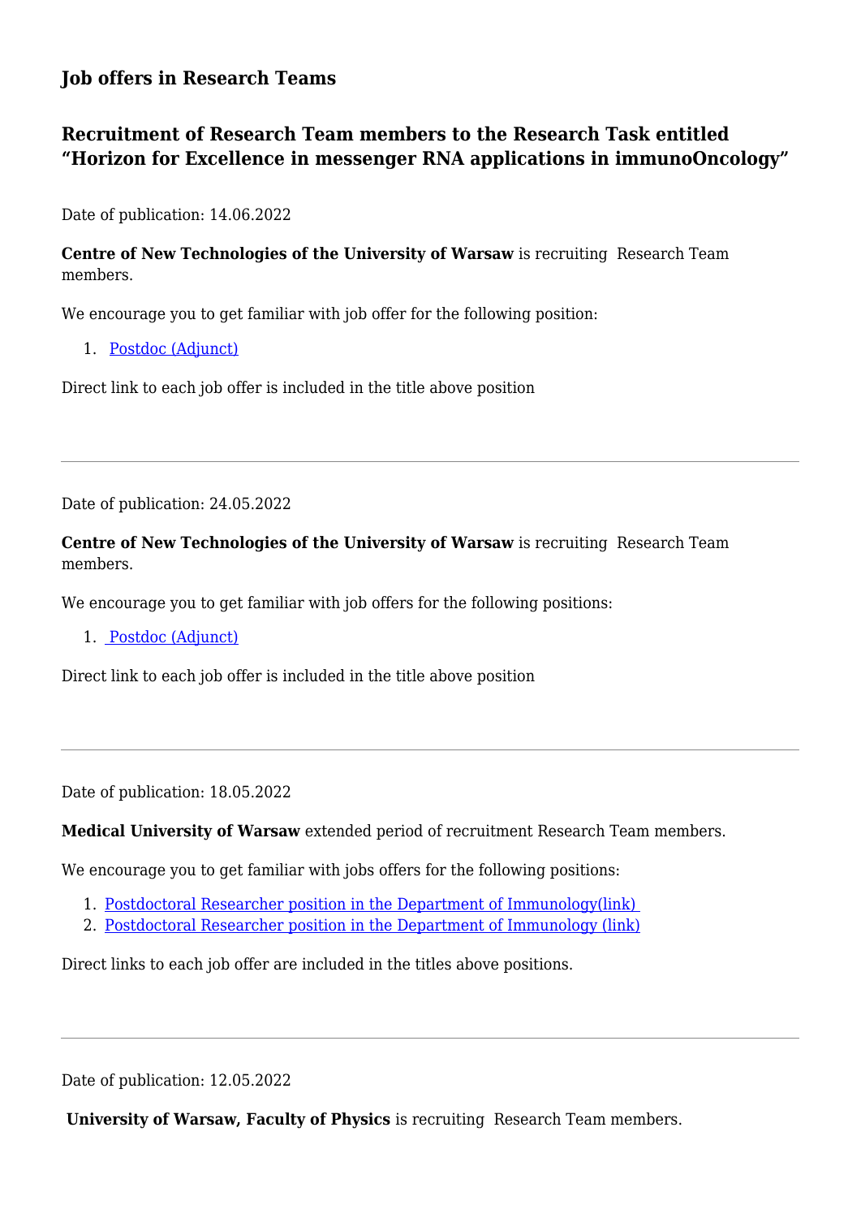## Job offers in Research Teams

## Recruitment of Research Team members to the Research Task entitled "Horizon for Excellence in messenger RNA applications in immunoOncology"

Date of publication: 14.06.2022

**Centre of New Technologies of the University of Warsaw** is recruiting Research Team members.

We encourage you to get familiar with job offer for the following position:

1. Postdoc (Adjunct)

Direct link to each job offer is included in the title above position

---

Date of publication: 24.05.2022

**Centre of New Technologies of the University of Warsaw** is recruiting Research Team members.

We encourage you to get familiar with job offers for the following positions:

1. Postdoc (Adjunct)

Direct link to each job offer is included in the title above position

---

Date of publication: 18.05.2022

**Medical University of Warsaw** extended period of recruitment Research Team members.

We encourage you to get familiar with jobs offers for the following positions:

1. Postdoctoral Researcher position in the Department of Immunology(link)
2. Postdoctoral Researcher position in the Department of Immunology (link)

Direct links to each job offer are included in the titles above positions.

---

Date of publication: 12.05.2022

**University of Warsaw, Faculty of Physics** is recruiting Research Team members.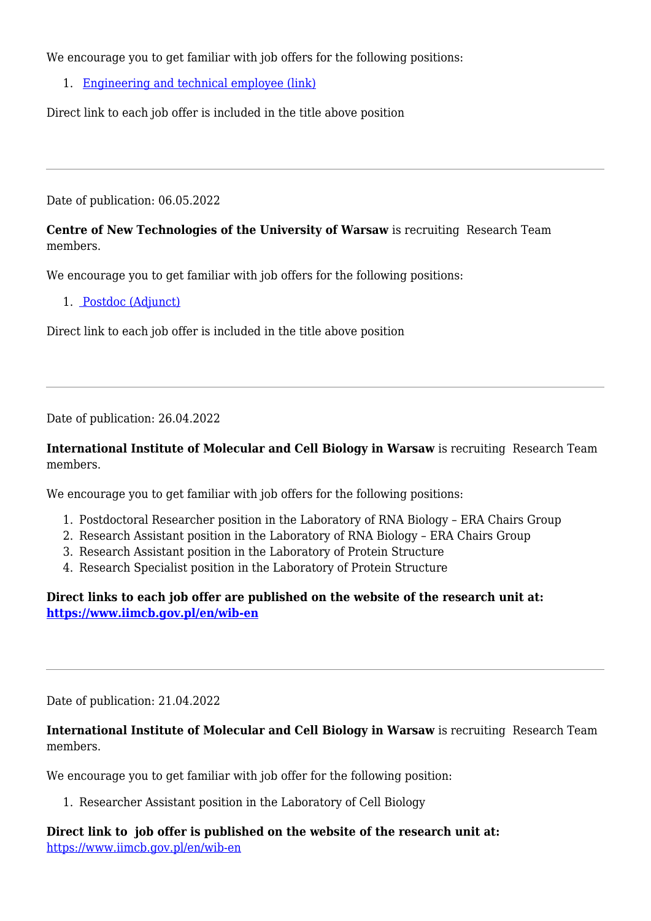We encourage you to get familiar with job offers for the following positions:

1. Engineering and technical employee (link)

Direct link to each job offer is included in the title above position

---

Date of publication: 06.05.2022

**Centre of New Technologies of the University of Warsaw** is recruiting Research Team members.

We encourage you to get familiar with job offers for the following positions:

1. Postdoc (Adjunct)

Direct link to each job offer is included in the title above position

---

Date of publication: 26.04.2022

**International Institute of Molecular and Cell Biology in Warsaw** is recruiting Research Team members.

We encourage you to get familiar with job offers for the following positions:

1. Postdoctoral Researcher position in the Laboratory of RNA Biology – ERA Chairs Group
2. Research Assistant position in the Laboratory of RNA Biology – ERA Chairs Group
3. Research Assistant position in the Laboratory of Protein Structure
4. Research Specialist position in the Laboratory of Protein Structure

**Direct links to each job offer are published on the website of the research unit at: https://www.iimcb.gov.pl/en/wib-en**

---

Date of publication: 21.04.2022

**International Institute of Molecular and Cell Biology in Warsaw** is recruiting Research Team members.

We encourage you to get familiar with job offer for the following position:

1. Researcher Assistant position in the Laboratory of Cell Biology

**Direct link to job offer is published on the website of the research unit at:**
https://www.iimcb.gov.pl/en/wib-en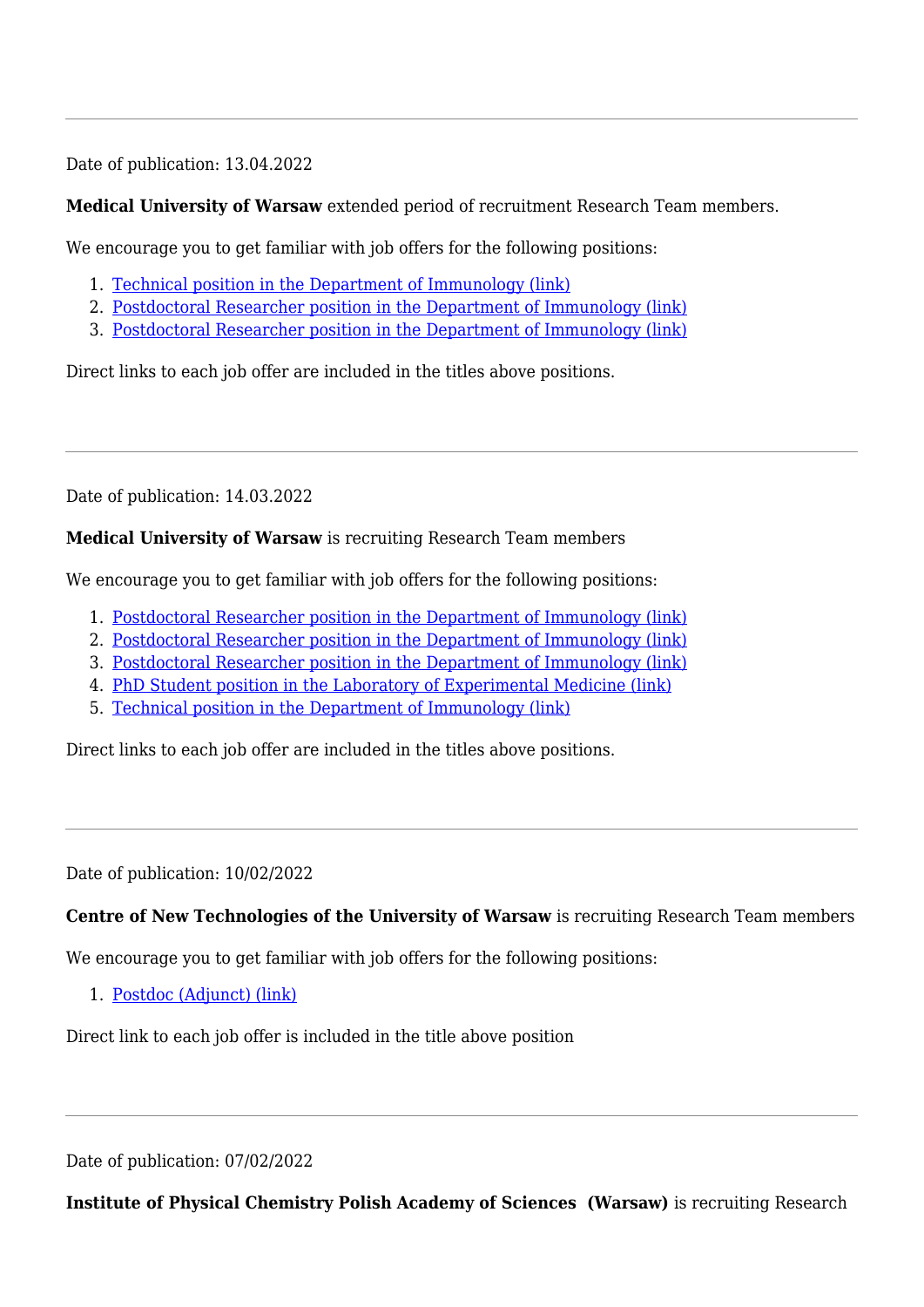---

Date of publication: 13.04.2022

**Medical University of Warsaw** extended period of recruitment Research Team members.

We encourage you to get familiar with job offers for the following positions:

1. Technical position in the Department of Immunology (link)
2. Postdoctoral Researcher position in the Department of Immunology (link)
3. Postdoctoral Researcher position in the Department of Immunology (link)

Direct links to each job offer are included in the titles above positions.

---

Date of publication: 14.03.2022

**Medical University of Warsaw** is recruiting Research Team members

We encourage you to get familiar with job offers for the following positions:

1. Postdoctoral Researcher position in the Department of Immunology (link)
2. Postdoctoral Researcher position in the Department of Immunology (link)
3. Postdoctoral Researcher position in the Department of Immunology (link)
4. PhD Student position in the Laboratory of Experimental Medicine (link)
5. Technical position in the Department of Immunology (link)

Direct links to each job offer are included in the titles above positions.

---

Date of publication: 10/02/2022

**Centre of New Technologies of the University of Warsaw** is recruiting Research Team members

We encourage you to get familiar with job offers for the following positions:

1. Postdoc (Adjunct) (link)

Direct link to each job offer is included in the title above position

---

Date of publication: 07/02/2022

**Institute of Physical Chemistry Polish Academy of Sciences (Warsaw)** is recruiting Research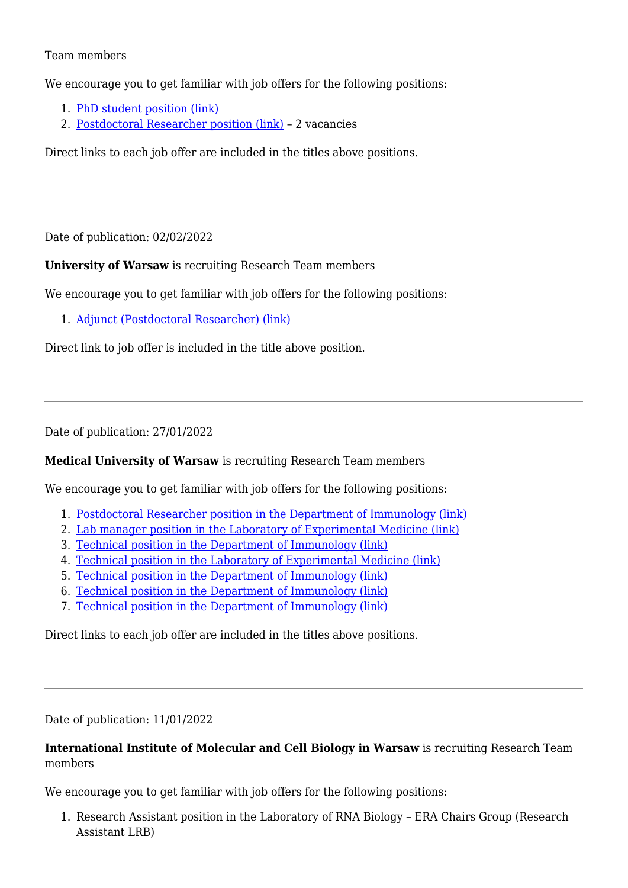Team members

We encourage you to get familiar with job offers for the following positions:

1. [PhD student position (link)]
2. [Postdoctoral Researcher position (link)] – 2 vacancies

Direct links to each job offer are included in the titles above positions.

---

Date of publication: 02/02/2022

**University of Warsaw** is recruiting Research Team members

We encourage you to get familiar with job offers for the following positions:

1. [Adjunct (Postdoctoral Researcher) (link)]

Direct link to job offer is included in the title above position.

---

Date of publication: 27/01/2022

**Medical University of Warsaw** is recruiting Research Team members

We encourage you to get familiar with job offers for the following positions:

1. [Postdoctoral Researcher position in the Department of Immunology (link)]
2. [Lab manager position in the Laboratory of Experimental Medicine (link)]
3. [Technical position in the Department of Immunology (link)]
4. [Technical position in the Laboratory of Experimental Medicine (link)]
5. [Technical position in the Department of Immunology (link)]
6. [Technical position in the Department of Immunology (link)]
7. [Technical position in the Department of Immunology (link)]

Direct links to each job offer are included in the titles above positions.

---

Date of publication: 11/01/2022

**International Institute of Molecular and Cell Biology in Warsaw** is recruiting Research Team members

We encourage you to get familiar with job offers for the following positions:

1. Research Assistant position in the Laboratory of RNA Biology – ERA Chairs Group (Research Assistant LRB)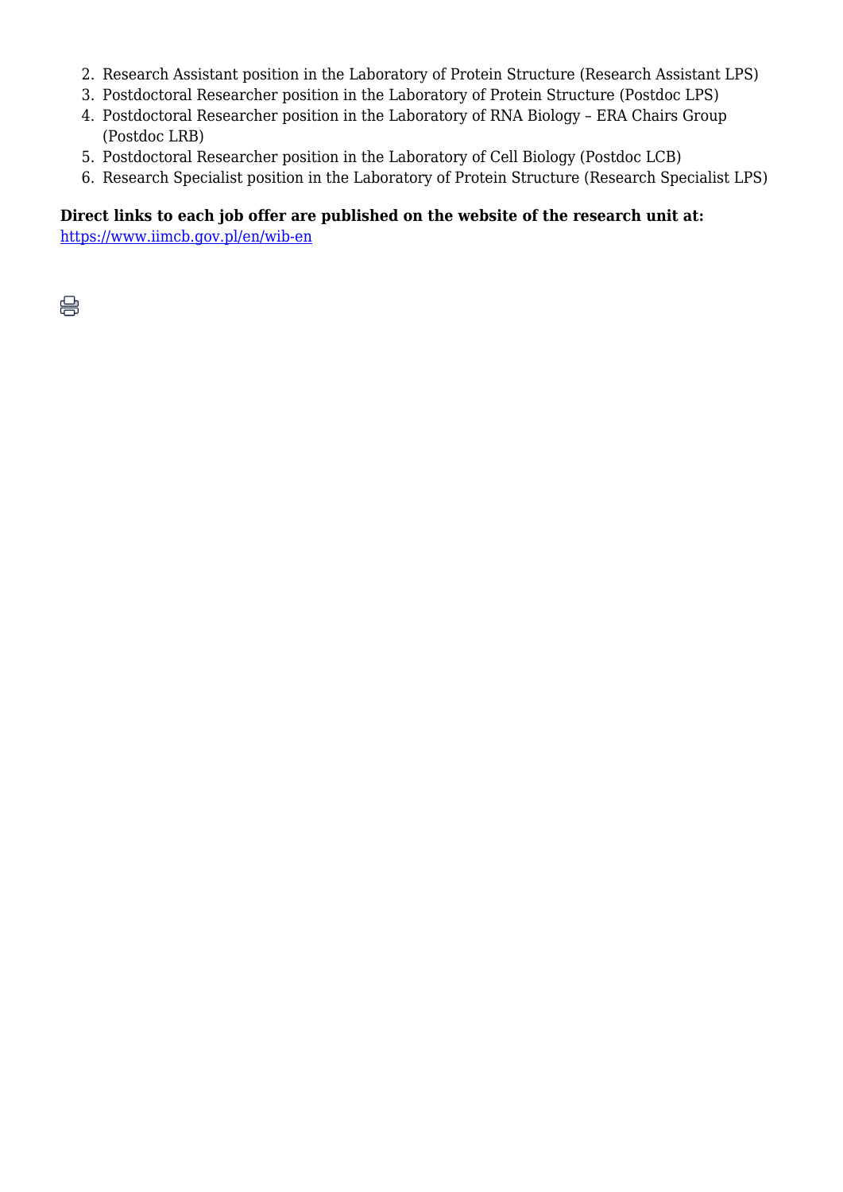2. Research Assistant position in the Laboratory of Protein Structure (Research Assistant LPS)
3. Postdoctoral Researcher position in the Laboratory of Protein Structure (Postdoc LPS)
4. Postdoctoral Researcher position in the Laboratory of RNA Biology – ERA Chairs Group (Postdoc LRB)
5. Postdoctoral Researcher position in the Laboratory of Cell Biology (Postdoc LCB)
6. Research Specialist position in the Laboratory of Protein Structure (Research Specialist LPS)

**Direct links to each job offer are published on the website of the research unit at:**
https://www.iimcb.gov.pl/en/wib-en